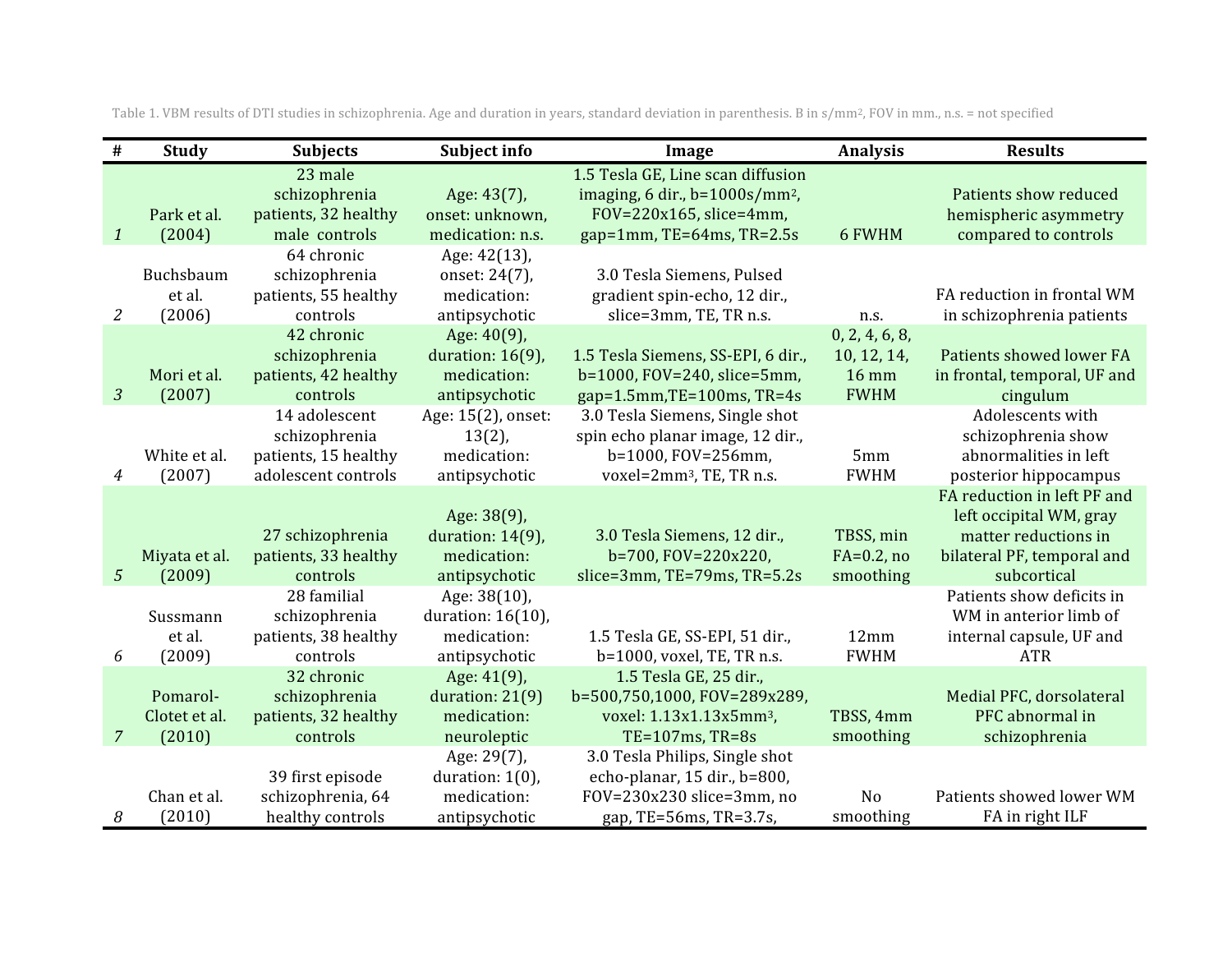Table 1. VBM results of DTI studies in schizophrenia. Age and duration in years, standard deviation in parenthesis. B in s/mm$^2$, FOV in mm., n.s. = not specified

| # | Study | Subjects | Subject info | Image | Analysis | Results |
|---|---|---|---|---|---|---|
| *1* | Park et al. (2004) | 23 male schizophrenia patients, 32 healthy male controls | Age: 43(7), onset: unknown, medication: n.s. | 1.5 Tesla GE, Line scan diffusion imaging, 6 dir., b=1000s/mm$^2$, FOV=220x165, slice=4mm, gap=1mm, TE=64ms, TR=2.5s | 6 FWHM | Patients show reduced hemispheric asymmetry compared to controls |
| *2* | Buchsbaum et al. (2006) | 64 chronic schizophrenia patients, 55 healthy controls | Age: 42(13), onset: 24(7), medication: antipsychotic | 3.0 Tesla Siemens, Pulsed gradient spin-echo, 12 dir., slice=3mm, TE, TR n.s. | n.s. | FA reduction in frontal WM in schizophrenia patients |
| *3* | Mori et al. (2007) | 42 chronic schizophrenia patients, 42 healthy controls | Age: 40(9), duration: 16(9), medication: antipsychotic | 1.5 Tesla Siemens, SS-EPI, 6 dir., b=1000, FOV=240, slice=5mm, gap=1.5mm,TE=100ms, TR=4s | 0, 2, 4, 6, 8, 10, 12, 14, 16 mm FWHM | Patients showed lower FA in frontal, temporal, UF and cingulum |
| *4* | White et al. (2007) | 14 adolescent schizophrenia patients, 15 healthy adolescent controls | Age: 15(2), onset: 13(2), medication: antipsychotic | 3.0 Tesla Siemens, Single shot spin echo planar image, 12 dir., b=1000, FOV=256mm, voxel=2mm$^3$, TE, TR n.s. | 5mm FWHM | Adolescents with schizophrenia show abnormalities in left posterior hippocampus |
| *5* | Miyata et al. (2009) | 27 schizophrenia patients, 33 healthy controls | Age: 38(9), duration: 14(9), medication: antipsychotic | 3.0 Tesla Siemens, 12 dir., b=700, FOV=220x220, slice=3mm, TE=79ms, TR=5.2s | TBSS, min FA=0.2, no smoothing | FA reduction in left PF and left occipital WM, gray matter reductions in bilateral PF, temporal and subcortical |
| *6* | Sussmann et al. (2009) | 28 familial schizophrenia patients, 38 healthy controls | Age: 38(10), duration: 16(10), medication: antipsychotic | 1.5 Tesla GE, SS-EPI, 51 dir., b=1000, voxel, TE, TR n.s. | 12mm FWHM | Patients show deficits in WM in anterior limb of internal capsule, UF and ATR |
| *7* | Pomarol-Clotet et al. (2010) | 32 chronic schizophrenia patients, 32 healthy controls | Age: 41(9), duration: 21(9) medication: neuroleptic | 1.5 Tesla GE, 25 dir., b=500,750,1000, FOV=289x289, voxel: 1.13x1.13x5mm$^3$, TE=107ms, TR=8s | TBSS, 4mm smoothing | Medial PFC, dorsolateral PFC abnormal in schizophrenia |
| *8* | Chan et al. (2010) | 39 first episode schizophrenia, 64 healthy controls | Age: 29(7), duration: 1(0), medication: antipsychotic | 3.0 Tesla Philips, Single shot echo-planar, 15 dir., b=800, FOV=230x230 slice=3mm, no gap, TE=56ms, TR=3.7s, | No smoothing | Patients showed lower WM FA in right ILF |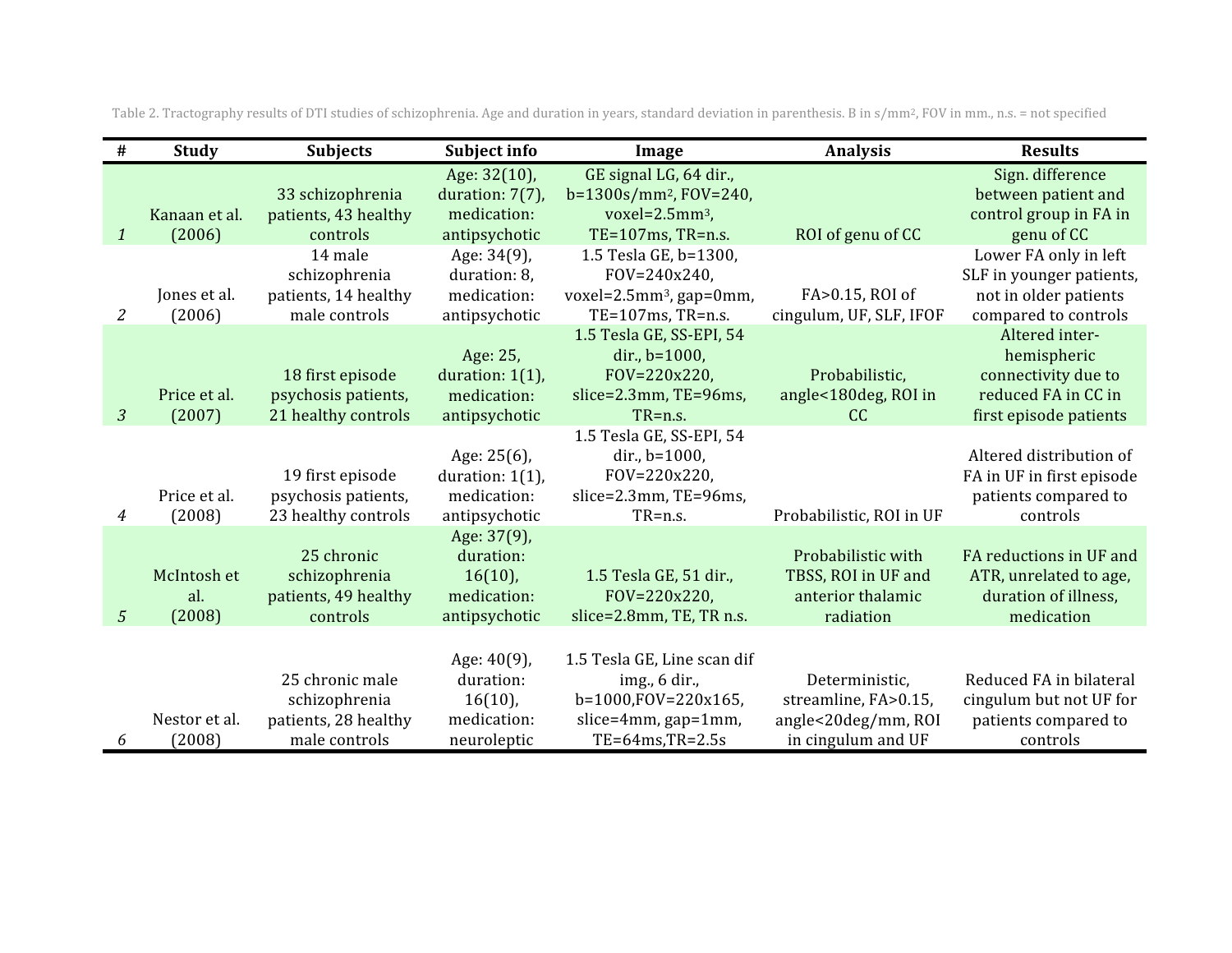Table 2. Tractography results of DTI studies of schizophrenia. Age and duration in years, standard deviation in parenthesis. B in s/mm$^2$, FOV in mm., n.s. = not specified

| # | Study | Subjects | Subject info | Image | Analysis | Results |
|---|---|---|---|---|---|---|
| *1* | Kanaan et al. (2006) | 33 schizophrenia patients, 43 healthy controls | Age: 32(10), duration: 7(7), medication: antipsychotic | GE signal LG, 64 dir., b=1300s/mm$^2$, FOV=240, voxel=2.5mm$^3$, TE=107ms, TR=n.s. | ROI of genu of CC | Sign. difference between patient and control group in FA in genu of CC |
| *2* | Jones et al. (2006) | 14 male schizophrenia patients, 14 healthy male controls | Age: 34(9), duration: 8, medication: antipsychotic | 1.5 Tesla GE, b=1300, FOV=240x240, voxel=2.5mm$^3$, gap=0mm, TE=107ms, TR=n.s. | FA>0.15, ROI of cingulum, UF, SLF, IFOF | Lower FA only in left SLF in younger patients, not in older patients compared to controls |
| *3* | Price et al. (2007) | 18 first episode psychosis patients, 21 healthy controls | Age: 25, duration: 1(1), medication: antipsychotic | 1.5 Tesla GE, SS-EPI, 54 dir., b=1000, FOV=220x220, slice=2.3mm, TE=96ms, TR=n.s. | Probabilistic, angle<180deg, ROI in CC | Altered inter-hemispheric connectivity due to reduced FA in CC in first episode patients |
| *4* | Price et al. (2008) | 19 first episode psychosis patients, 23 healthy controls | Age: 25(6), duration: 1(1), medication: antipsychotic | 1.5 Tesla GE, SS-EPI, 54 dir., b=1000, FOV=220x220, slice=2.3mm, TE=96ms, TR=n.s. | Probabilistic, ROI in UF | Altered distribution of FA in UF in first episode patients compared to controls |
| *5* | McIntosh et al. (2008) | 25 chronic schizophrenia patients, 49 healthy controls | Age: 37(9), duration: 16(10), medication: antipsychotic | 1.5 Tesla GE, 51 dir., FOV=220x220, slice=2.8mm, TE, TR n.s. | Probabilistic with TBSS, ROI in UF and anterior thalamic radiation | FA reductions in UF and ATR, unrelated to age, duration of illness, medication |
| *6* | Nestor et al. (2008) | 25 chronic male schizophrenia patients, 28 healthy male controls | Age: 40(9), duration: 16(10), medication: neuroleptic | 1.5 Tesla GE, Line scan dif img., 6 dir., b=1000,FOV=220x165, slice=4mm, gap=1mm, TE=64ms,TR=2.5s | Deterministic, streamline, FA>0.15, angle<20deg/mm, ROI in cingulum and UF | Reduced FA in bilateral cingulum but not UF for patients compared to controls |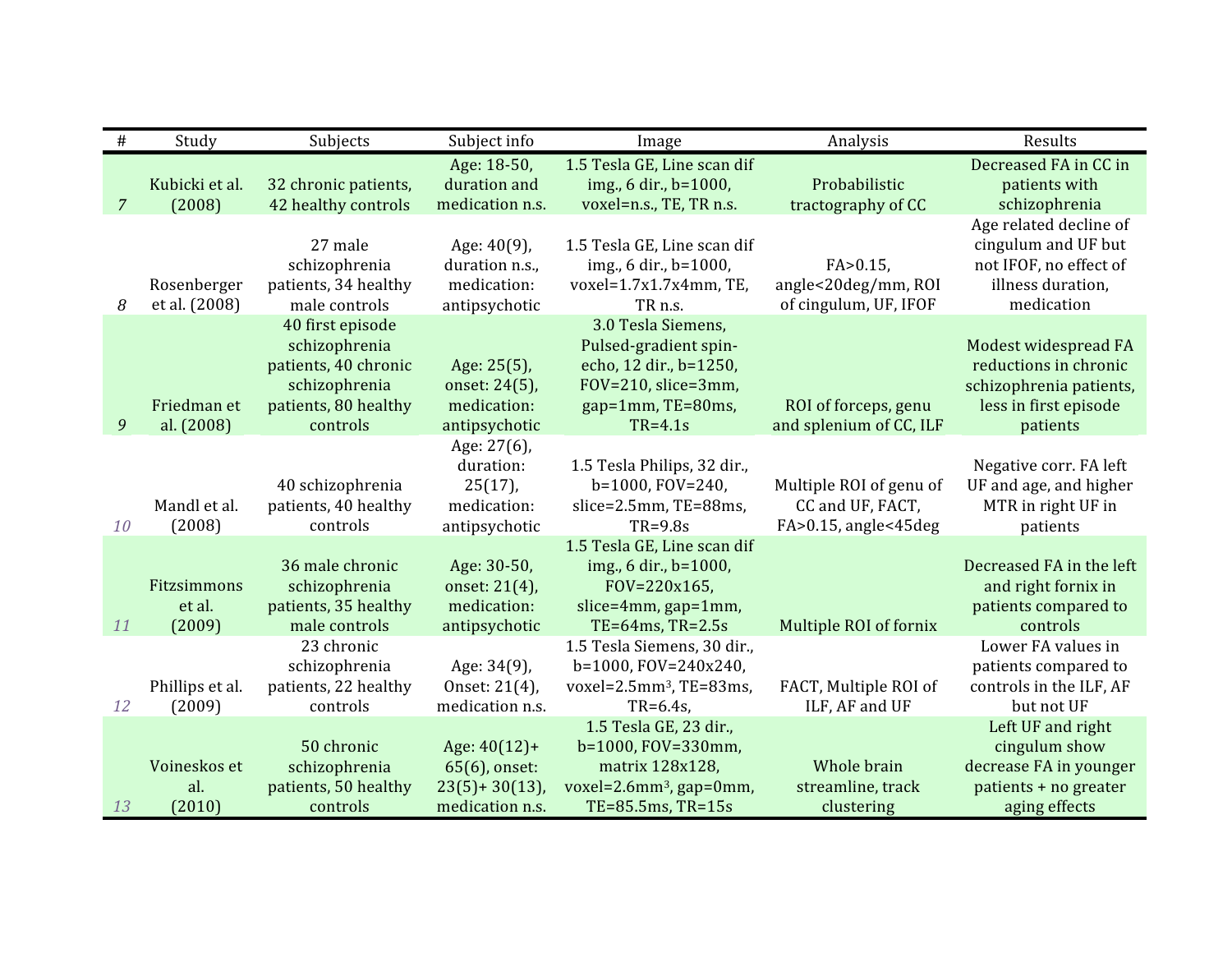| # | Study | Subjects | Subject info | Image | Analysis | Results |
|---|---|---|---|---|---|---|
| 7 | Kubicki et al. (2008) | 32 chronic patients, 42 healthy controls | Age: 18-50, duration and medication n.s. | 1.5 Tesla GE, Line scan dif img., 6 dir., b=1000, voxel=n.s., TE, TR n.s. | Probabilistic tractography of CC | Decreased FA in CC in patients with schizophrenia |
| 8 | Rosenberger et al. (2008) | 27 male schizophrenia patients, 34 healthy male controls | Age: 40(9), duration n.s., medication: antipsychotic | 1.5 Tesla GE, Line scan dif img., 6 dir., b=1000, voxel=1.7x1.7x4mm, TE, TR n.s. | FA>0.15, angle<20deg/mm, ROI of cingulum, UF, IFOF | Age related decline of cingulum and UF but not IFOF, no effect of illness duration, medication |
| 9 | Friedman et al. (2008) | 40 first episode schizophrenia patients, 40 chronic schizophrenia patients, 80 healthy controls | Age: 25(5), onset: 24(5), medication: antipsychotic | 3.0 Tesla Siemens, Pulsed-gradient spin-echo, 12 dir., b=1250, FOV=210, slice=3mm, gap=1mm, TE=80ms, TR=4.1s | ROI of forceps, genu and splenium of CC, ILF | Modest widespread FA reductions in chronic schizophrenia patients, less in first episode patients |
| 10 | Mandl et al. (2008) | 40 schizophrenia patients, 40 healthy controls | Age: 27(6), duration: 25(17), medication: antipsychotic | 1.5 Tesla Philips, 32 dir., b=1000, FOV=240, slice=2.5mm, TE=88ms, TR=9.8s | Multiple ROI of genu of CC and UF, FACT, FA>0.15, angle<45deg | Negative corr. FA left UF and age, and higher MTR in right UF in patients |
| 11 | Fitzsimmons et al. (2009) | 36 male chronic schizophrenia patients, 35 healthy male controls | Age: 30-50, onset: 21(4), medication: antipsychotic | 1.5 Tesla GE, Line scan dif img., 6 dir., b=1000, FOV=220x165, slice=4mm, gap=1mm, TE=64ms, TR=2.5s | Multiple ROI of fornix | Decreased FA in the left and right fornix in patients compared to controls |
| 12 | Phillips et al. (2009) | 23 chronic schizophrenia patients, 22 healthy controls | Age: 34(9), Onset: 21(4), medication n.s. | 1.5 Tesla Siemens, 30 dir., b=1000, FOV=240x240, voxel=2.5mm$^3$, TE=83ms, TR=6.4s, | FACT, Multiple ROI of ILF, AF and UF | Lower FA values in patients compared to controls in the ILF, AF but not UF |
| 13 | Voineskos et al. (2010) | 50 chronic schizophrenia patients, 50 healthy controls | Age: 40(12)+ 65(6), onset: 23(5)+ 30(13), medication n.s. | 1.5 Tesla GE, 23 dir., b=1000, FOV=330mm, matrix 128x128, voxel=2.6mm$^3$, gap=0mm, TE=85.5ms, TR=15s | Whole brain streamline, track clustering | Left UF and right cingulum show decrease FA in younger patients + no greater aging effects |